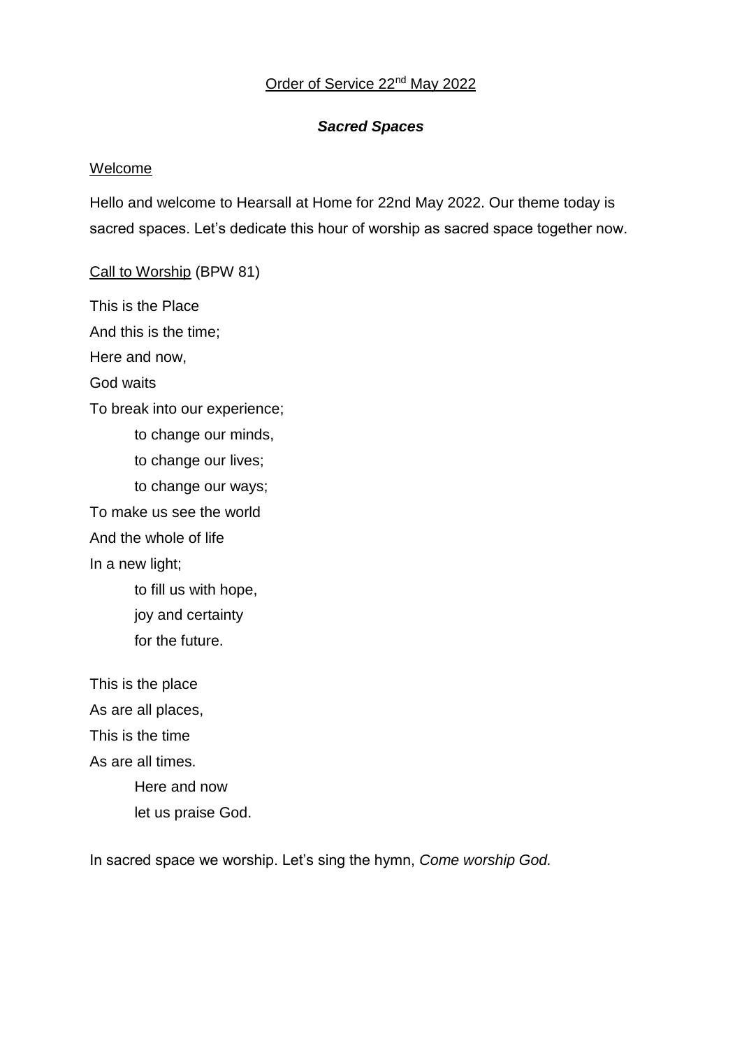Order of Service 22nd May 2022

### *Sacred Spaces*

Welcome

Hello and welcome to Hearsall at Home for 22nd May 2022. Our theme today is sacred spaces. Let's dedicate this hour of worship as sacred space together now.

Call to Worship (BPW 81)

This is the Place  
And this is the time;  
Here and now,  
God waits  
To break into our experience;  
    to change our minds,  
    to change our lives;  
    to change our ways;  
To make us see the world  
And the whole of life  
In a new light;  
    to fill us with hope,  
    joy and certainty  
    for the future.

This is the place  
As are all places,  
This is the time  
As are all times.  
    Here and now  
    let us praise God.

In sacred space we worship. Let's sing the hymn, *Come worship God.*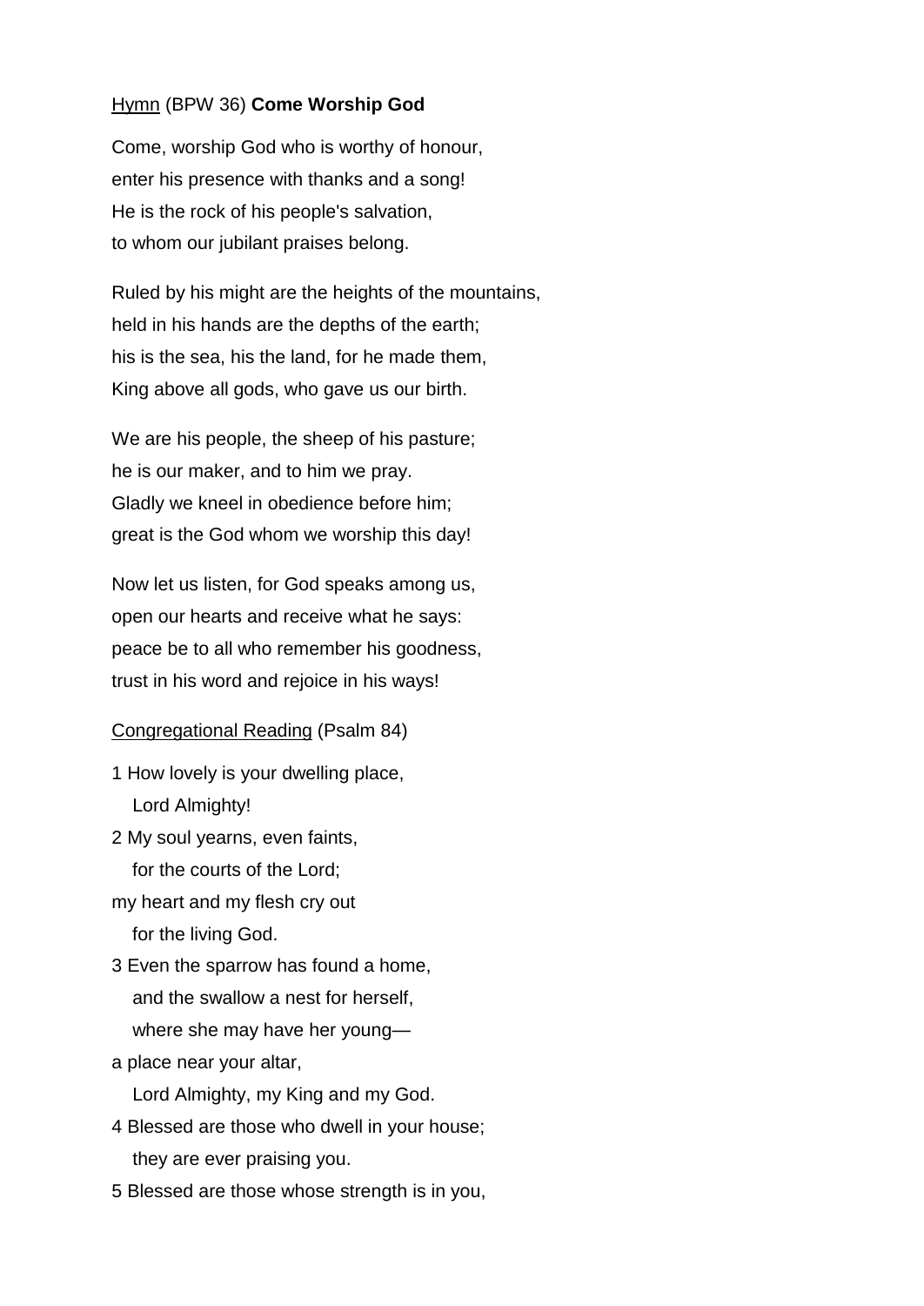<u>Hymn</u> (BPW 36) **Come Worship God**

Come, worship God who is worthy of honour,
enter his presence with thanks and a song!
He is the rock of his people's salvation,
to whom our jubilant praises belong.

Ruled by his might are the heights of the mountains,
held in his hands are the depths of the earth;
his is the sea, his the land, for he made them,
King above all gods, who gave us our birth.

We are his people, the sheep of his pasture;
he is our maker, and to him we pray.
Gladly we kneel in obedience before him;
great is the God whom we worship this day!

Now let us listen, for God speaks among us,
open our hearts and receive what he says:
peace be to all who remember his goodness,
trust in his word and rejoice in his ways!

<u>Congregational Reading</u> (Psalm 84)

1 How lovely is your dwelling place,
   Lord Almighty!
2 My soul yearns, even faints,
   for the courts of the Lord;
my heart and my flesh cry out
   for the living God.
3 Even the sparrow has found a home,
   and the swallow a nest for herself,
   where she may have her young—
a place near your altar,
   Lord Almighty, my King and my God.
4 Blessed are those who dwell in your house;
   they are ever praising you.
5 Blessed are those whose strength is in you,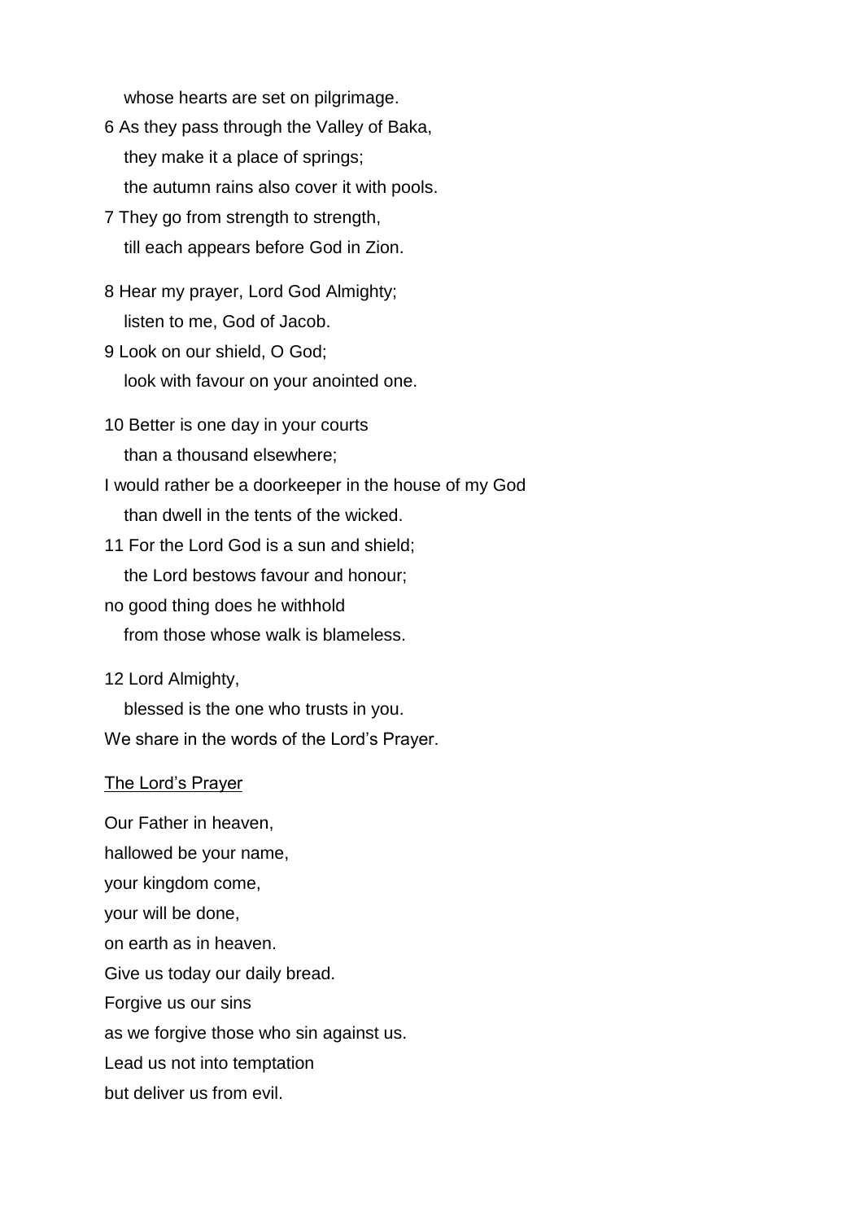whose hearts are set on pilgrimage.

6 As they pass through the Valley of Baka,
they make it a place of springs;
the autumn rains also cover it with pools.

7 They go from strength to strength,
till each appears before God in Zion.

8 Hear my prayer, Lord God Almighty;
listen to me, God of Jacob.

9 Look on our shield, O God;
look with favour on your anointed one.

10 Better is one day in your courts
than a thousand elsewhere;
I would rather be a doorkeeper in the house of my God
than dwell in the tents of the wicked.

11 For the Lord God is a sun and shield;
the Lord bestows favour and honour;
no good thing does he withhold
from those whose walk is blameless.

12 Lord Almighty,
blessed is the one who trusts in you.

We share in the words of the Lord's Prayer.

<u>The Lord's Prayer</u>

Our Father in heaven,
hallowed be your name,
your kingdom come,
your will be done,
on earth as in heaven.
Give us today our daily bread.
Forgive us our sins
as we forgive those who sin against us.
Lead us not into temptation
but deliver us from evil.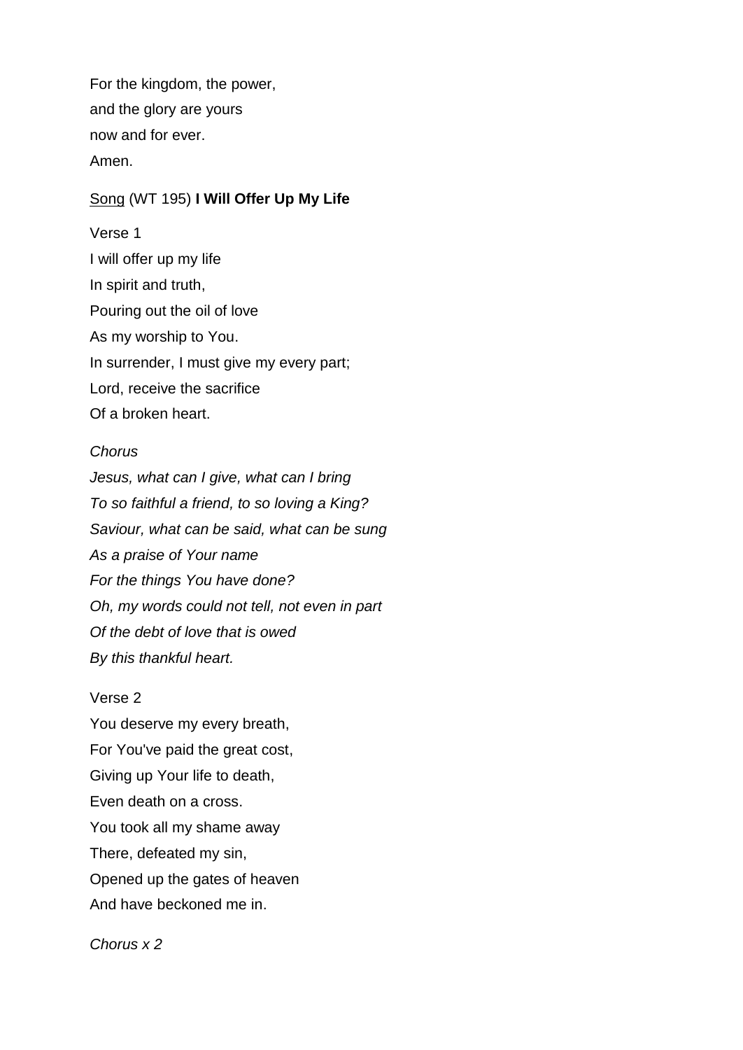For the kingdom, the power,
and the glory are yours
now and for ever.
Amen.

<u>Song</u> (WT 195) **I Will Offer Up My Life**

Verse 1
I will offer up my life
In spirit and truth,
Pouring out the oil of love
As my worship to You.
In surrender, I must give my every part;
Lord, receive the sacrifice
Of a broken heart.

*Chorus*
*Jesus, what can I give, what can I bring*
*To so faithful a friend, to so loving a King?*
*Saviour, what can be said, what can be sung*
*As a praise of Your name*
*For the things You have done?*
*Oh, my words could not tell, not even in part*
*Of the debt of love that is owed*
*By this thankful heart.*

Verse 2
You deserve my every breath,
For You've paid the great cost,
Giving up Your life to death,
Even death on a cross.
You took all my shame away
There, defeated my sin,
Opened up the gates of heaven
And have beckoned me in.

*Chorus x 2*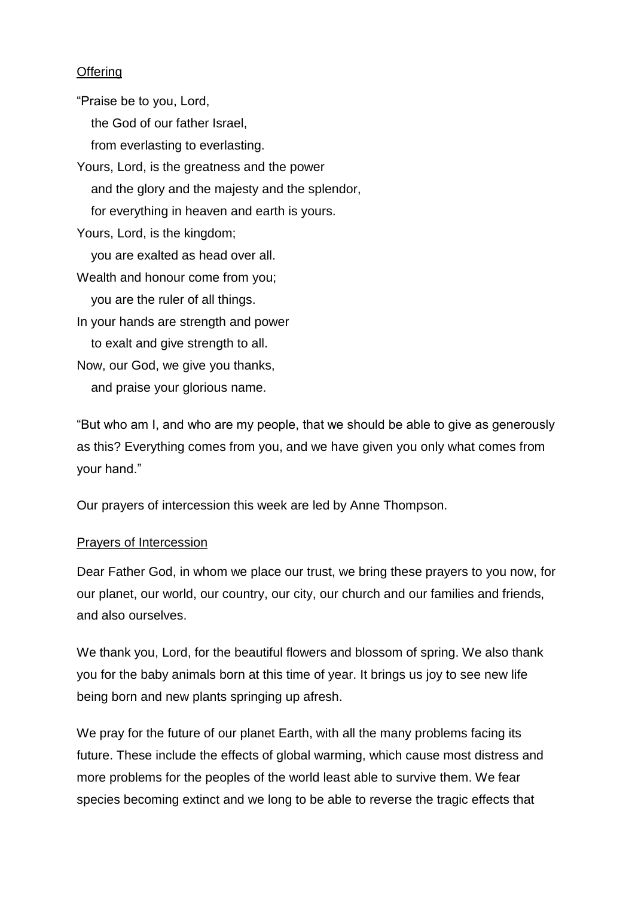Offering

"Praise be to you, Lord,
   the God of our father Israel,
   from everlasting to everlasting.
Yours, Lord, is the greatness and the power
   and the glory and the majesty and the splendor,
   for everything in heaven and earth is yours.
Yours, Lord, is the kingdom;
   you are exalted as head over all.
Wealth and honour come from you;
   you are the ruler of all things.
In your hands are strength and power
   to exalt and give strength to all.
Now, our God, we give you thanks,
   and praise your glorious name.

"But who am I, and who are my people, that we should be able to give as generously as this? Everything comes from you, and we have given you only what comes from your hand."

Our prayers of intercession this week are led by Anne Thompson.

Prayers of Intercession

Dear Father God, in whom we place our trust, we bring these prayers to you now, for our planet, our world, our country, our city, our church and our families and friends, and also ourselves.

We thank you, Lord, for the beautiful flowers and blossom of spring. We also thank you for the baby animals born at this time of year. It brings us joy to see new life being born and new plants springing up afresh.

We pray for the future of our planet Earth, with all the many problems facing its future. These include the effects of global warming, which cause most distress and more problems for the peoples of the world least able to survive them. We fear species becoming extinct and we long to be able to reverse the tragic effects that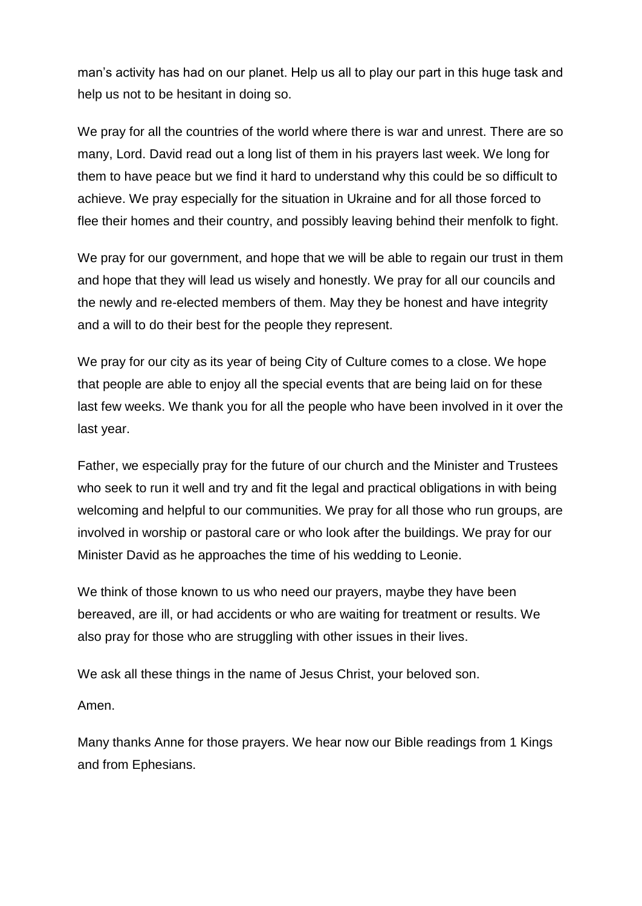man's activity has had on our planet. Help us all to play our part in this huge task and help us not to be hesitant in doing so.

We pray for all the countries of the world where there is war and unrest. There are so many, Lord. David read out a long list of them in his prayers last week. We long for them to have peace but we find it hard to understand why this could be so difficult to achieve. We pray especially for the situation in Ukraine and for all those forced to flee their homes and their country, and possibly leaving behind their menfolk to fight.

We pray for our government, and hope that we will be able to regain our trust in them and hope that they will lead us wisely and honestly. We pray for all our councils and the newly and re-elected members of them. May they be honest and have integrity and a will to do their best for the people they represent.

We pray for our city as its year of being City of Culture comes to a close. We hope that people are able to enjoy all the special events that are being laid on for these last few weeks. We thank you for all the people who have been involved in it over the last year.

Father, we especially pray for the future of our church and the Minister and Trustees who seek to run it well and try and fit the legal and practical obligations in with being welcoming and helpful to our communities. We pray for all those who run groups, are involved in worship or pastoral care or who look after the buildings. We pray for our Minister David as he approaches the time of his wedding to Leonie.

We think of those known to us who need our prayers, maybe they have been bereaved, are ill, or had accidents or who are waiting for treatment or results. We also pray for those who are struggling with other issues in their lives.

We ask all these things in the name of Jesus Christ, your beloved son.

Amen.

Many thanks Anne for those prayers. We hear now our Bible readings from 1 Kings and from Ephesians.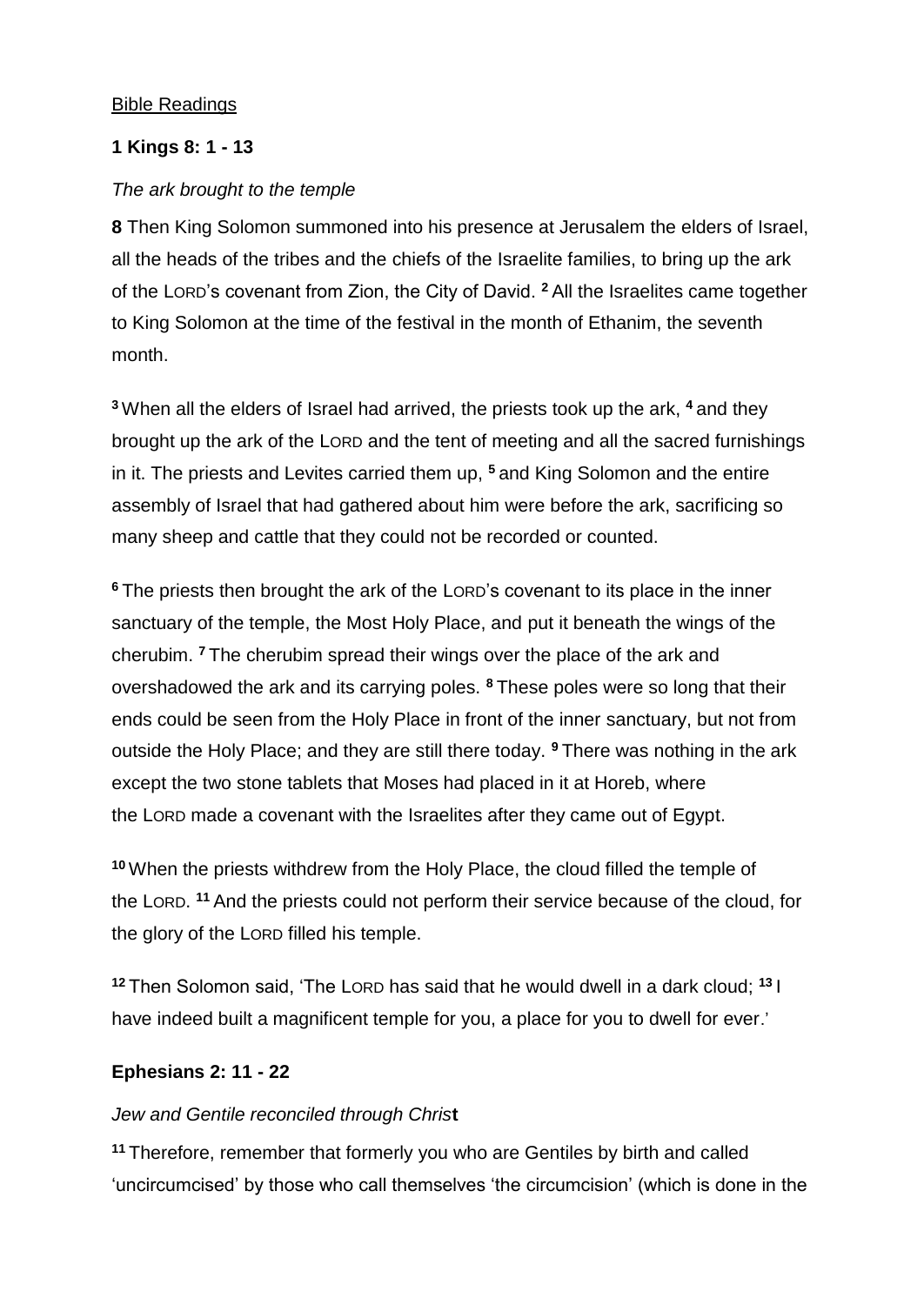Bible Readings

**1 Kings 8: 1 - 13**

*The ark brought to the temple*

**8** Then King Solomon summoned into his presence at Jerusalem the elders of Israel, all the heads of the tribes and the chiefs of the Israelite families, to bring up the ark of the LORD's covenant from Zion, the City of David. [2] All the Israelites came together to King Solomon at the time of the festival in the month of Ethanim, the seventh month.

[3] When all the elders of Israel had arrived, the priests took up the ark, [4] and they brought up the ark of the LORD and the tent of meeting and all the sacred furnishings in it. The priests and Levites carried them up, [5] and King Solomon and the entire assembly of Israel that had gathered about him were before the ark, sacrificing so many sheep and cattle that they could not be recorded or counted.

[6] The priests then brought the ark of the LORD's covenant to its place in the inner sanctuary of the temple, the Most Holy Place, and put it beneath the wings of the cherubim. [7] The cherubim spread their wings over the place of the ark and overshadowed the ark and its carrying poles. [8] These poles were so long that their ends could be seen from the Holy Place in front of the inner sanctuary, but not from outside the Holy Place; and they are still there today. [9] There was nothing in the ark except the two stone tablets that Moses had placed in it at Horeb, where the LORD made a covenant with the Israelites after they came out of Egypt.

[10] When the priests withdrew from the Holy Place, the cloud filled the temple of the LORD. [11] And the priests could not perform their service because of the cloud, for the glory of the LORD filled his temple.

[12] Then Solomon said, 'The LORD has said that he would dwell in a dark cloud; [13] I have indeed built a magnificent temple for you, a place for you to dwell for ever.'

**Ephesians 2: 11 - 22**

*Jew and Gentile reconciled through Christ*

[11] Therefore, remember that formerly you who are Gentiles by birth and called 'uncircumcised' by those who call themselves 'the circumcision' (which is done in the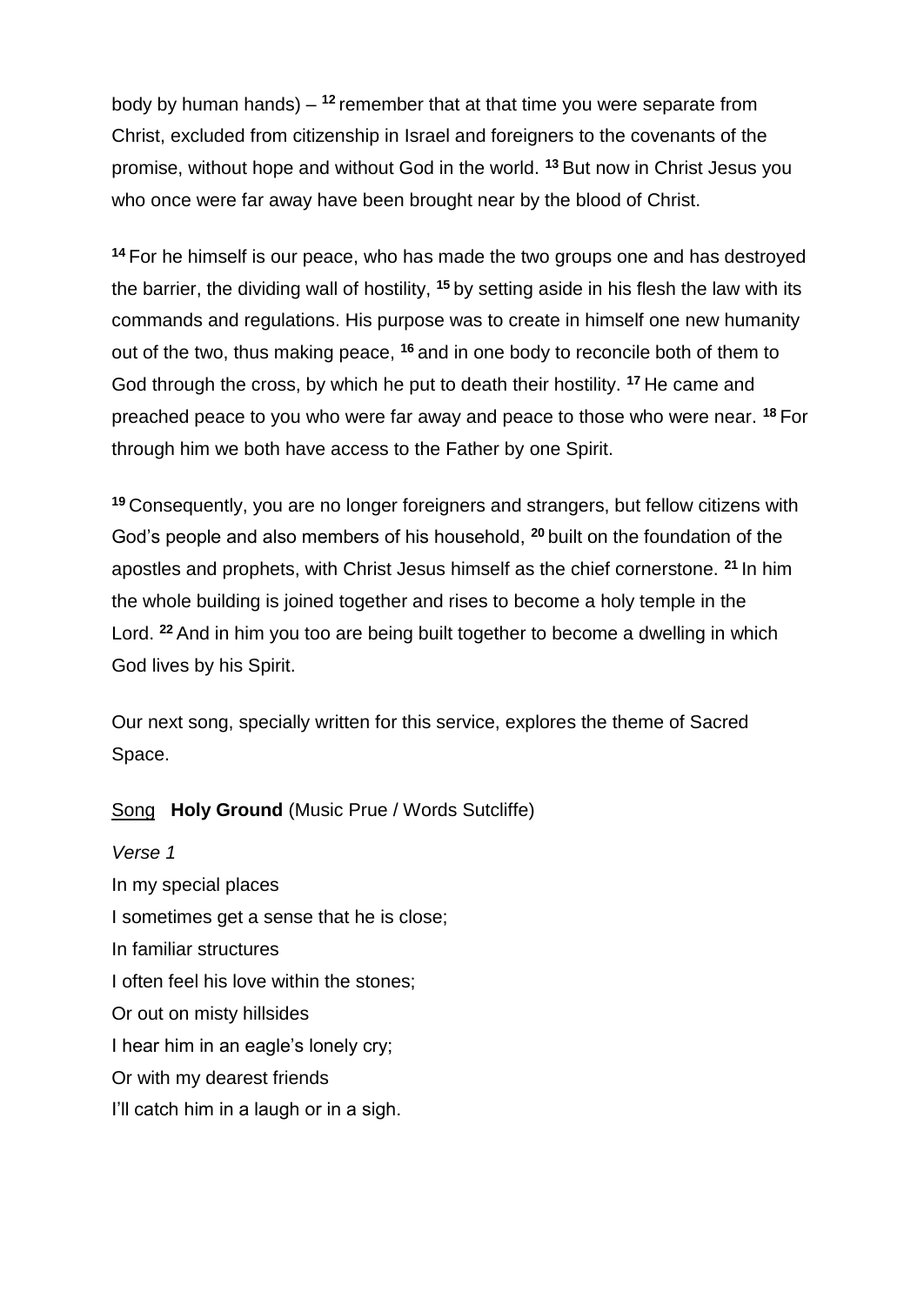body by human hands) – [12] remember that at that time you were separate from Christ, excluded from citizenship in Israel and foreigners to the covenants of the promise, without hope and without God in the world. [13] But now in Christ Jesus you who once were far away have been brought near by the blood of Christ.

[14] For he himself is our peace, who has made the two groups one and has destroyed the barrier, the dividing wall of hostility, [15] by setting aside in his flesh the law with its commands and regulations. His purpose was to create in himself one new humanity out of the two, thus making peace, [16] and in one body to reconcile both of them to God through the cross, by which he put to death their hostility. [17] He came and preached peace to you who were far away and peace to those who were near. [18] For through him we both have access to the Father by one Spirit.

[19] Consequently, you are no longer foreigners and strangers, but fellow citizens with God's people and also members of his household, [20] built on the foundation of the apostles and prophets, with Christ Jesus himself as the chief cornerstone. [21] In him the whole building is joined together and rises to become a holy temple in the Lord. [22] And in him you too are being built together to become a dwelling in which God lives by his Spirit.

Our next song, specially written for this service, explores the theme of Sacred Space.

Song **Holy Ground** (Music Prue / Words Sutcliffe)

*Verse 1*

In my special places
I sometimes get a sense that he is close;
In familiar structures
I often feel his love within the stones;
Or out on misty hillsides
I hear him in an eagle's lonely cry;
Or with my dearest friends
I'll catch him in a laugh or in a sigh.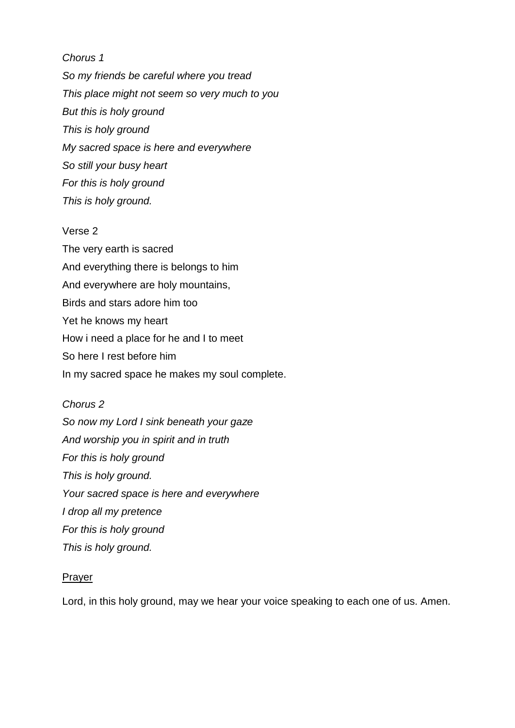*Chorus 1*

*So my friends be careful where you tread*
*This place might not seem so very much to you*
*But this is holy ground*
*This is holy ground*
*My sacred space is here and everywhere*
*So still your busy heart*
*For this is holy ground*
*This is holy ground.*

Verse 2

The very earth is sacred
And everything there is belongs to him
And everywhere are holy mountains,
Birds and stars adore him too
Yet he knows my heart
How i need a place for he and I to meet
So here I rest before him
In my sacred space he makes my soul complete.

*Chorus 2*

*So now my Lord I sink beneath your gaze*
*And worship you in spirit and in truth*
*For this is holy ground*
*This is holy ground.*
*Your sacred space is here and everywhere*
*I drop all my pretence*
*For this is holy ground*
*This is holy ground.*

<u>Prayer</u>

Lord, in this holy ground, may we hear your voice speaking to each one of us. Amen.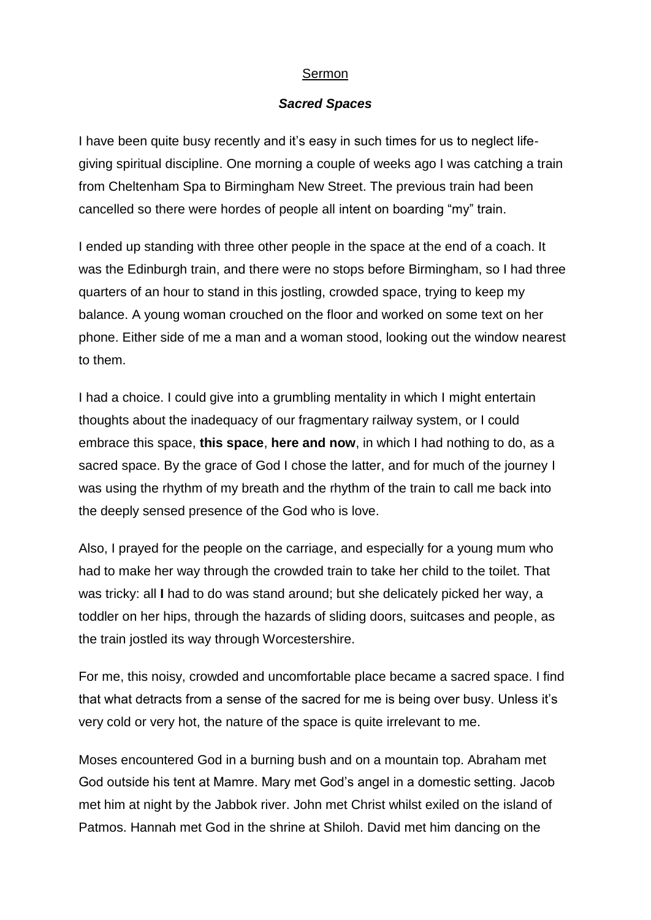Sermon

***Sacred Spaces***

I have been quite busy recently and it's easy in such times for us to neglect life-giving spiritual discipline. One morning a couple of weeks ago I was catching a train from Cheltenham Spa to Birmingham New Street. The previous train had been cancelled so there were hordes of people all intent on boarding "my" train.

I ended up standing with three other people in the space at the end of a coach. It was the Edinburgh train, and there were no stops before Birmingham, so I had three quarters of an hour to stand in this jostling, crowded space, trying to keep my balance. A young woman crouched on the floor and worked on some text on her phone. Either side of me a man and a woman stood, looking out the window nearest to them.

I had a choice. I could give into a grumbling mentality in which I might entertain thoughts about the inadequacy of our fragmentary railway system, or I could embrace this space, **this space**, **here and now**, in which I had nothing to do, as a sacred space. By the grace of God I chose the latter, and for much of the journey I was using the rhythm of my breath and the rhythm of the train to call me back into the deeply sensed presence of the God who is love.

Also, I prayed for the people on the carriage, and especially for a young mum who had to make her way through the crowded train to take her child to the toilet. That was tricky: all **I** had to do was stand around; but she delicately picked her way, a toddler on her hips, through the hazards of sliding doors, suitcases and people, as the train jostled its way through Worcestershire.

For me, this noisy, crowded and uncomfortable place became a sacred space. I find that what detracts from a sense of the sacred for me is being over busy. Unless it's very cold or very hot, the nature of the space is quite irrelevant to me.

Moses encountered God in a burning bush and on a mountain top. Abraham met God outside his tent at Mamre. Mary met God's angel in a domestic setting. Jacob met him at night by the Jabbok river. John met Christ whilst exiled on the island of Patmos. Hannah met God in the shrine at Shiloh. David met him dancing on the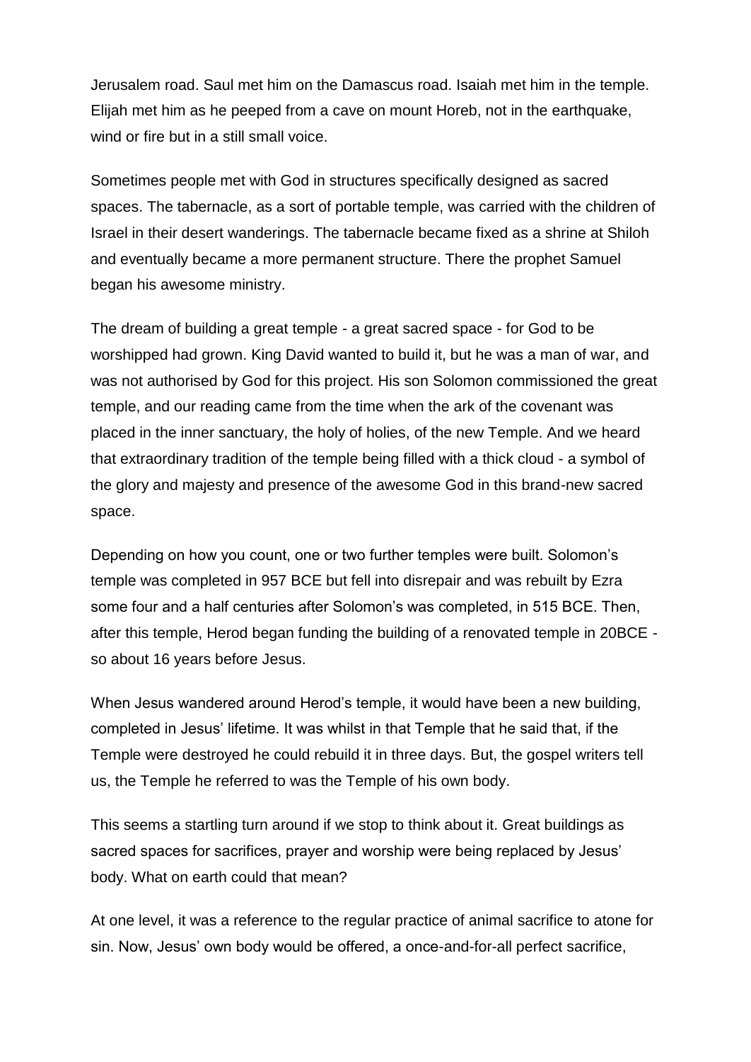Jerusalem road. Saul met him on the Damascus road. Isaiah met him in the temple. Elijah met him as he peeped from a cave on mount Horeb, not in the earthquake, wind or fire but in a still small voice.

Sometimes people met with God in structures specifically designed as sacred spaces. The tabernacle, as a sort of portable temple, was carried with the children of Israel in their desert wanderings. The tabernacle became fixed as a shrine at Shiloh and eventually became a more permanent structure. There the prophet Samuel began his awesome ministry.

The dream of building a great temple - a great sacred space - for God to be worshipped had grown. King David wanted to build it, but he was a man of war, and was not authorised by God for this project. His son Solomon commissioned the great temple, and our reading came from the time when the ark of the covenant was placed in the inner sanctuary, the holy of holies, of the new Temple. And we heard that extraordinary tradition of the temple being filled with a thick cloud - a symbol of the glory and majesty and presence of the awesome God in this brand-new sacred space.

Depending on how you count, one or two further temples were built. Solomon's temple was completed in 957 BCE but fell into disrepair and was rebuilt by Ezra some four and a half centuries after Solomon's was completed, in 515 BCE. Then, after this temple, Herod began funding the building of a renovated temple in 20BCE - so about 16 years before Jesus.

When Jesus wandered around Herod's temple, it would have been a new building, completed in Jesus' lifetime. It was whilst in that Temple that he said that, if the Temple were destroyed he could rebuild it in three days. But, the gospel writers tell us, the Temple he referred to was the Temple of his own body.

This seems a startling turn around if we stop to think about it. Great buildings as sacred spaces for sacrifices, prayer and worship were being replaced by Jesus' body. What on earth could that mean?

At one level, it was a reference to the regular practice of animal sacrifice to atone for sin. Now, Jesus' own body would be offered, a once-and-for-all perfect sacrifice,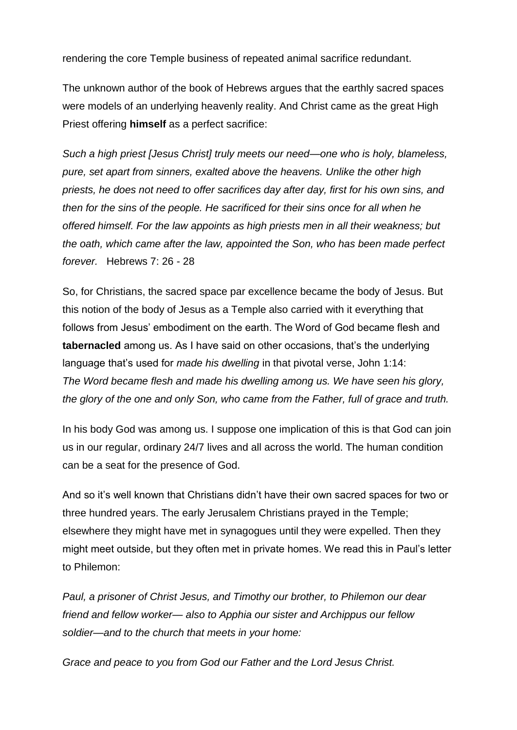rendering the core Temple business of repeated animal sacrifice redundant.

The unknown author of the book of Hebrews argues that the earthly sacred spaces were models of an underlying heavenly reality. And Christ came as the great High Priest offering **himself** as a perfect sacrifice:

*Such a high priest [Jesus Christ] truly meets our need—one who is holy, blameless, pure, set apart from sinners, exalted above the heavens. Unlike the other high priests, he does not need to offer sacrifices day after day, first for his own sins, and then for the sins of the people. He sacrificed for their sins once for all when he offered himself. For the law appoints as high priests men in all their weakness; but the oath, which came after the law, appointed the Son, who has been made perfect forever.* Hebrews 7: 26 - 28

So, for Christians, the sacred space par excellence became the body of Jesus. But this notion of the body of Jesus as a Temple also carried with it everything that follows from Jesus' embodiment on the earth. The Word of God became flesh and **tabernacled** among us. As I have said on other occasions, that's the underlying language that's used for *made his dwelling* in that pivotal verse, John 1:14:
*The Word became flesh and made his dwelling among us. We have seen his glory, the glory of the one and only Son, who came from the Father, full of grace and truth.*

In his body God was among us. I suppose one implication of this is that God can join us in our regular, ordinary 24/7 lives and all across the world. The human condition can be a seat for the presence of God.

And so it's well known that Christians didn't have their own sacred spaces for two or three hundred years. The early Jerusalem Christians prayed in the Temple; elsewhere they might have met in synagogues until they were expelled. Then they might meet outside, but they often met in private homes. We read this in Paul's letter to Philemon:

*Paul, a prisoner of Christ Jesus, and Timothy our brother, to Philemon our dear friend and fellow worker— also to Apphia our sister and Archippus our fellow soldier—and to the church that meets in your home:*

*Grace and peace to you from God our Father and the Lord Jesus Christ.*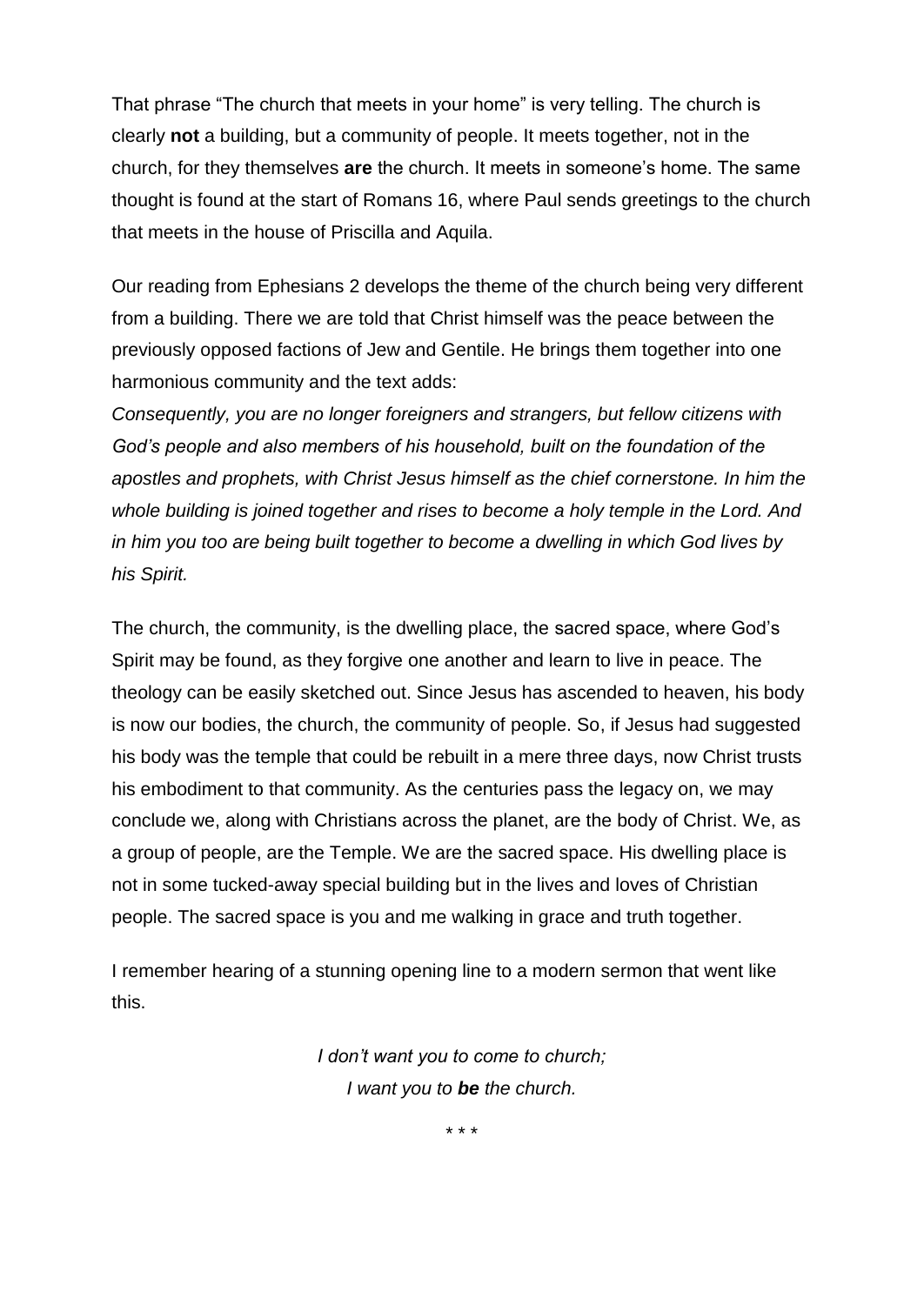That phrase "The church that meets in your home" is very telling. The church is clearly **not** a building, but a community of people. It meets together, not in the church, for they themselves **are** the church. It meets in someone's home. The same thought is found at the start of Romans 16, where Paul sends greetings to the church that meets in the house of Priscilla and Aquila.

Our reading from Ephesians 2 develops the theme of the church being very different from a building. There we are told that Christ himself was the peace between the previously opposed factions of Jew and Gentile. He brings them together into one harmonious community and the text adds:

*Consequently, you are no longer foreigners and strangers, but fellow citizens with God's people and also members of his household, built on the foundation of the apostles and prophets, with Christ Jesus himself as the chief cornerstone. In him the whole building is joined together and rises to become a holy temple in the Lord. And in him you too are being built together to become a dwelling in which God lives by his Spirit.*

The church, the community, is the dwelling place, the sacred space, where God's Spirit may be found, as they forgive one another and learn to live in peace. The theology can be easily sketched out. Since Jesus has ascended to heaven, his body is now our bodies, the church, the community of people. So, if Jesus had suggested his body was the temple that could be rebuilt in a mere three days, now Christ trusts his embodiment to that community. As the centuries pass the legacy on, we may conclude we, along with Christians across the planet, are the body of Christ. We, as a group of people, are the Temple. We are the sacred space. His dwelling place is not in some tucked-away special building but in the lives and loves of Christian people. The sacred space is you and me walking in grace and truth together.

I remember hearing of a stunning opening line to a modern sermon that went like this.

*I don't want you to come to church;*
*I want you to* ***be*** *the church.*

\* \* \*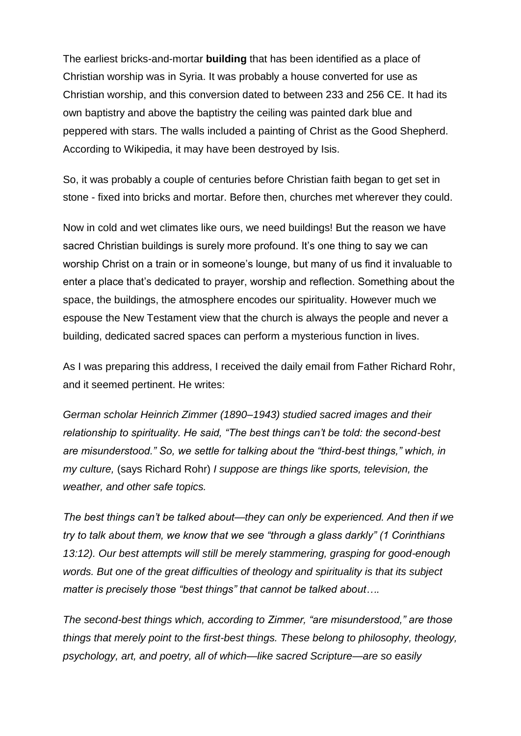The earliest bricks-and-mortar **building** that has been identified as a place of Christian worship was in Syria. It was probably a house converted for use as Christian worship, and this conversion dated to between 233 and 256 CE. It had its own baptistry and above the baptistry the ceiling was painted dark blue and peppered with stars. The walls included a painting of Christ as the Good Shepherd. According to Wikipedia, it may have been destroyed by Isis.

So, it was probably a couple of centuries before Christian faith began to get set in stone - fixed into bricks and mortar. Before then, churches met wherever they could.

Now in cold and wet climates like ours, we need buildings! But the reason we have sacred Christian buildings is surely more profound. It's one thing to say we can worship Christ on a train or in someone's lounge, but many of us find it invaluable to enter a place that's dedicated to prayer, worship and reflection. Something about the space, the buildings, the atmosphere encodes our spirituality. However much we espouse the New Testament view that the church is always the people and never a building, dedicated sacred spaces can perform a mysterious function in lives.

As I was preparing this address, I received the daily email from Father Richard Rohr, and it seemed pertinent. He writes:

*German scholar Heinrich Zimmer (1890–1943) studied sacred images and their relationship to spirituality. He said, "The best things can't be told: the second-best are misunderstood." So, we settle for talking about the "third-best things," which, in my culture,* (says Richard Rohr) *I suppose are things like sports, television, the weather, and other safe topics.*

*The best things can't be talked about—they can only be experienced. And then if we try to talk about them, we know that we see "through a glass darkly" (1 Corinthians 13:12). Our best attempts will still be merely stammering, grasping for good-enough words. But one of the great difficulties of theology and spirituality is that its subject matter is precisely those "best things" that cannot be talked about….*

*The second-best things which, according to Zimmer, "are misunderstood," are those things that merely point to the first-best things. These belong to philosophy, theology, psychology, art, and poetry, all of which—like sacred Scripture—are so easily*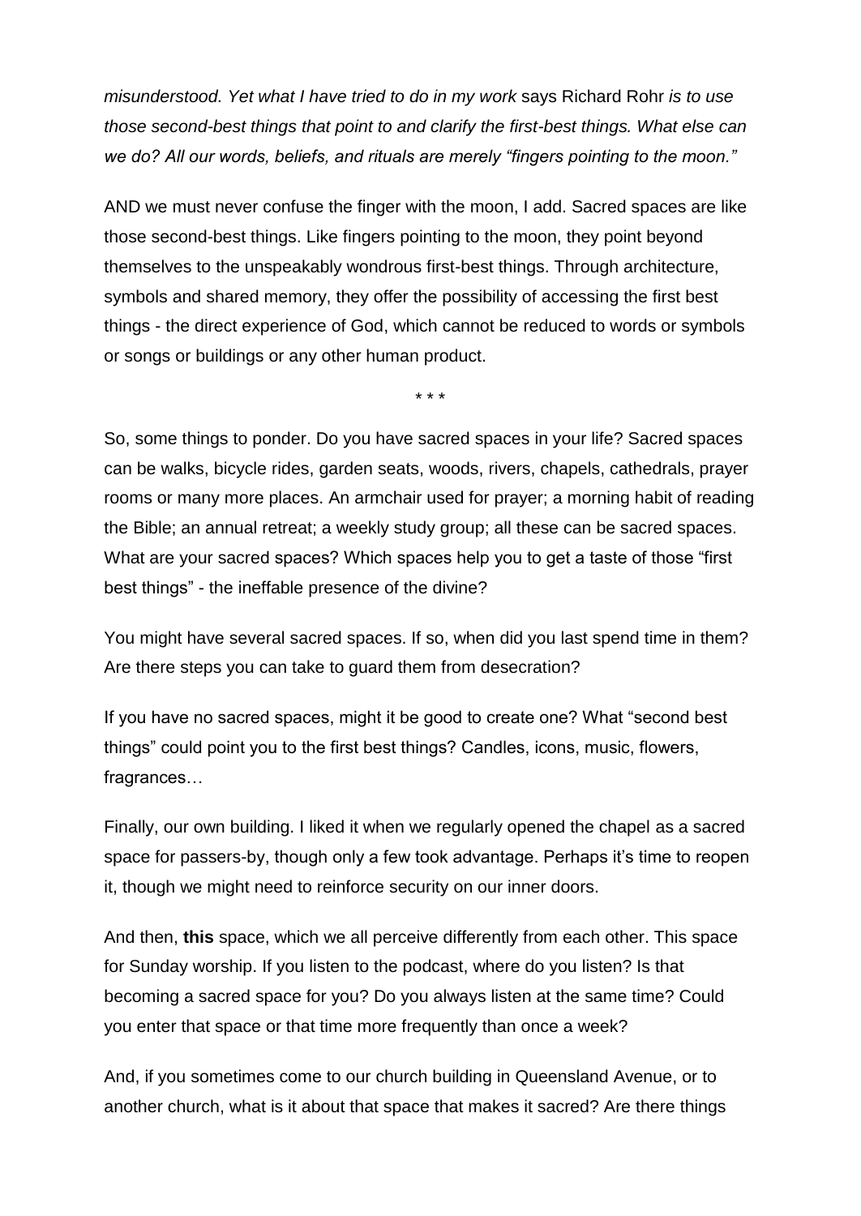*misunderstood. Yet what I have tried to do in my work* says Richard Rohr *is to use those second-best things that point to and clarify the first-best things. What else can we do? All our words, beliefs, and rituals are merely "fingers pointing to the moon."*

AND we must never confuse the finger with the moon, I add. Sacred spaces are like those second-best things. Like fingers pointing to the moon, they point beyond themselves to the unspeakably wondrous first-best things. Through architecture, symbols and shared memory, they offer the possibility of accessing the first best things - the direct experience of God, which cannot be reduced to words or symbols or songs or buildings or any other human product.

\* \* \*

So, some things to ponder. Do you have sacred spaces in your life? Sacred spaces can be walks, bicycle rides, garden seats, woods, rivers, chapels, cathedrals, prayer rooms or many more places. An armchair used for prayer; a morning habit of reading the Bible; an annual retreat; a weekly study group; all these can be sacred spaces. What are your sacred spaces? Which spaces help you to get a taste of those "first best things" - the ineffable presence of the divine?

You might have several sacred spaces. If so, when did you last spend time in them? Are there steps you can take to guard them from desecration?

If you have no sacred spaces, might it be good to create one? What "second best things" could point you to the first best things? Candles, icons, music, flowers, fragrances…

Finally, our own building. I liked it when we regularly opened the chapel as a sacred space for passers-by, though only a few took advantage. Perhaps it's time to reopen it, though we might need to reinforce security on our inner doors.

And then, **this** space, which we all perceive differently from each other. This space for Sunday worship. If you listen to the podcast, where do you listen? Is that becoming a sacred space for you? Do you always listen at the same time? Could you enter that space or that time more frequently than once a week?

And, if you sometimes come to our church building in Queensland Avenue, or to another church, what is it about that space that makes it sacred? Are there things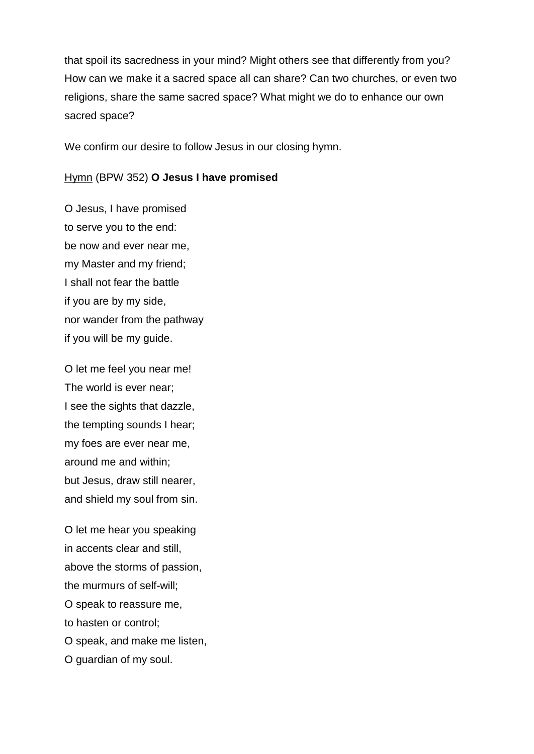that spoil its sacredness in your mind? Might others see that differently from you? How can we make it a sacred space all can share? Can two churches, or even two religions, share the same sacred space? What might we do to enhance our own sacred space?

We confirm our desire to follow Jesus in our closing hymn.

Hymn (BPW 352) **O Jesus I have promised**

O Jesus, I have promised
to serve you to the end:
be now and ever near me,
my Master and my friend;
I shall not fear the battle
if you are by my side,
nor wander from the pathway
if you will be my guide.

O let me feel you near me!
The world is ever near;
I see the sights that dazzle,
the tempting sounds I hear;
my foes are ever near me,
around me and within;
but Jesus, draw still nearer,
and shield my soul from sin.

O let me hear you speaking
in accents clear and still,
above the storms of passion,
the murmurs of self-will;
O speak to reassure me,
to hasten or control;
O speak, and make me listen,
O guardian of my soul.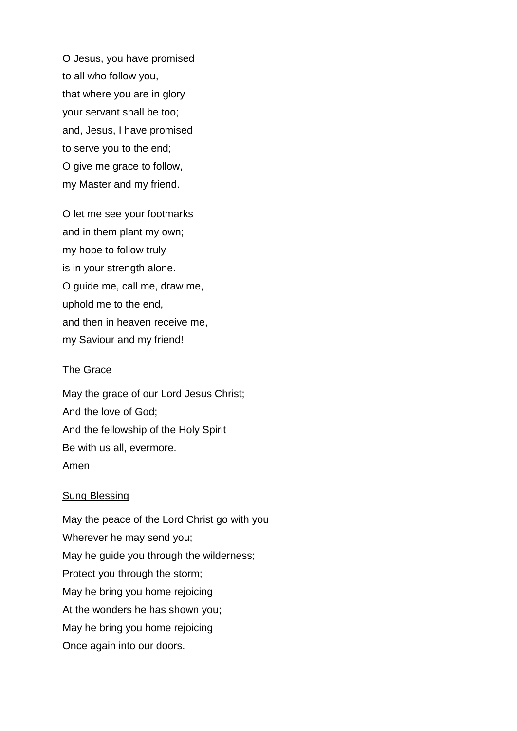O Jesus, you have promised
to all who follow you,
that where you are in glory
your servant shall be too;
and, Jesus, I have promised
to serve you to the end;
O give me grace to follow,
my Master and my friend.

O let me see your footmarks
and in them plant my own;
my hope to follow truly
is in your strength alone.
O guide me, call me, draw me,
uphold me to the end,
and then in heaven receive me,
my Saviour and my friend!

<u>The Grace</u>

May the grace of our Lord Jesus Christ;
And the love of God;
And the fellowship of the Holy Spirit
Be with us all, evermore.
Amen

<u>Sung Blessing</u>

May the peace of the Lord Christ go with you
Wherever he may send you;
May he guide you through the wilderness;
Protect you through the storm;
May he bring you home rejoicing
At the wonders he has shown you;
May he bring you home rejoicing
Once again into our doors.